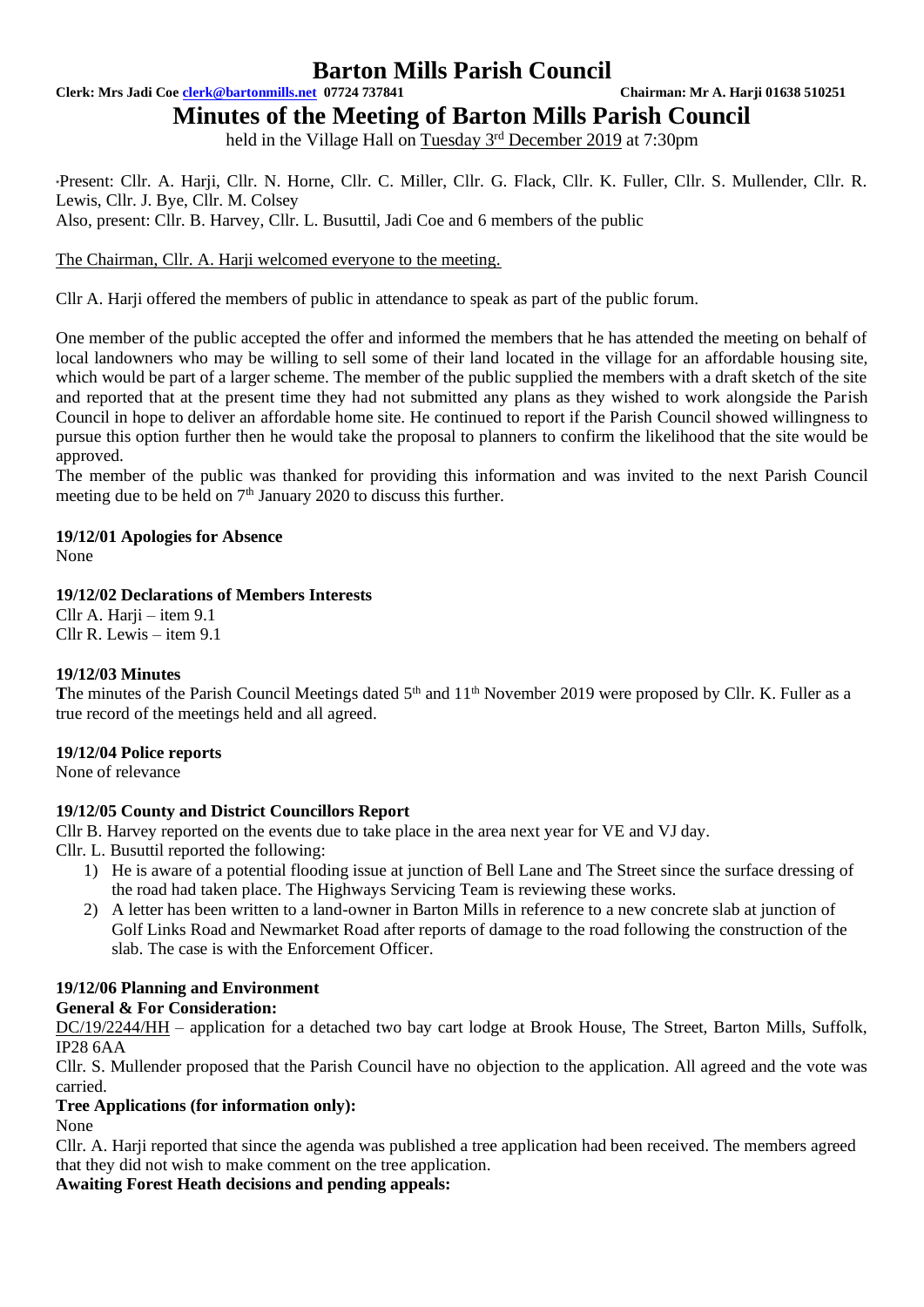# Barton Mills Parish Council

**Clerk: Mrs Jadi Coe clerk@bartonmills.net 07724 737841 Chairman: Mr A. Harji 01638 510251**

# Minutes of the Meeting of Barton Mills Parish Council

held in the Village Hall on Tuesday 3rd December 2019 at 7:30pm

*Present: Cllr. A. Harji, Cllr. N. Horne, Cllr. C. Miller, Cllr. G. Flack, Cllr. K. Fuller, Cllr. S. Mullender, Cllr. R. Lewis, Cllr. J. Bye, Cllr. M. Colsey
Also, present: Cllr. B. Harvey, Cllr. L. Busuttil, Jadi Coe and 6 members of the public

The Chairman, Cllr. A. Harji welcomed everyone to the meeting.

Cllr A. Harji offered the members of public in attendance to speak as part of the public forum.

One member of the public accepted the offer and informed the members that he has attended the meeting on behalf of local landowners who may be willing to sell some of their land located in the village for an affordable housing site, which would be part of a larger scheme. The member of the public supplied the members with a draft sketch of the site and reported that at the present time they had not submitted any plans as they wished to work alongside the Parish Council in hope to deliver an affordable home site. He continued to report if the Parish Council showed willingness to pursue this option further then he would take the proposal to planners to confirm the likelihood that the site would be approved.
The member of the public was thanked for providing this information and was invited to the next Parish Council meeting due to be held on 7th January 2020 to discuss this further.

**19/12/01 Apologies for Absence**
None

**19/12/02 Declarations of Members Interests**
Cllr A. Harji – item 9.1
Cllr R. Lewis – item 9.1

**19/12/03 Minutes**
**T**he minutes of the Parish Council Meetings dated 5th and 11th November 2019 were proposed by Cllr. K. Fuller as a true record of the meetings held and all agreed.

**19/12/04 Police reports**
None of relevance

**19/12/05 County and District Councillors Report**
Cllr B. Harvey reported on the events due to take place in the area next year for VE and VJ day.
Cllr. L. Busuttil reported the following:

1) He is aware of a potential flooding issue at junction of Bell Lane and The Street since the surface dressing of the road had taken place. The Highways Servicing Team is reviewing these works.
2) A letter has been written to a land-owner in Barton Mills in reference to a new concrete slab at junction of Golf Links Road and Newmarket Road after reports of damage to the road following the construction of the slab. The case is with the Enforcement Officer.

**19/12/06 Planning and Environment**
**General & For Consideration:**
DC/19/2244/HH – application for a detached two bay cart lodge at Brook House, The Street, Barton Mills, Suffolk, IP28 6AA
Cllr. S. Mullender proposed that the Parish Council have no objection to the application. All agreed and the vote was carried.
**Tree Applications (for information only):**
None
Cllr. A. Harji reported that since the agenda was published a tree application had been received. The members agreed that they did not wish to make comment on the tree application.
**Awaiting Forest Heath decisions and pending appeals:**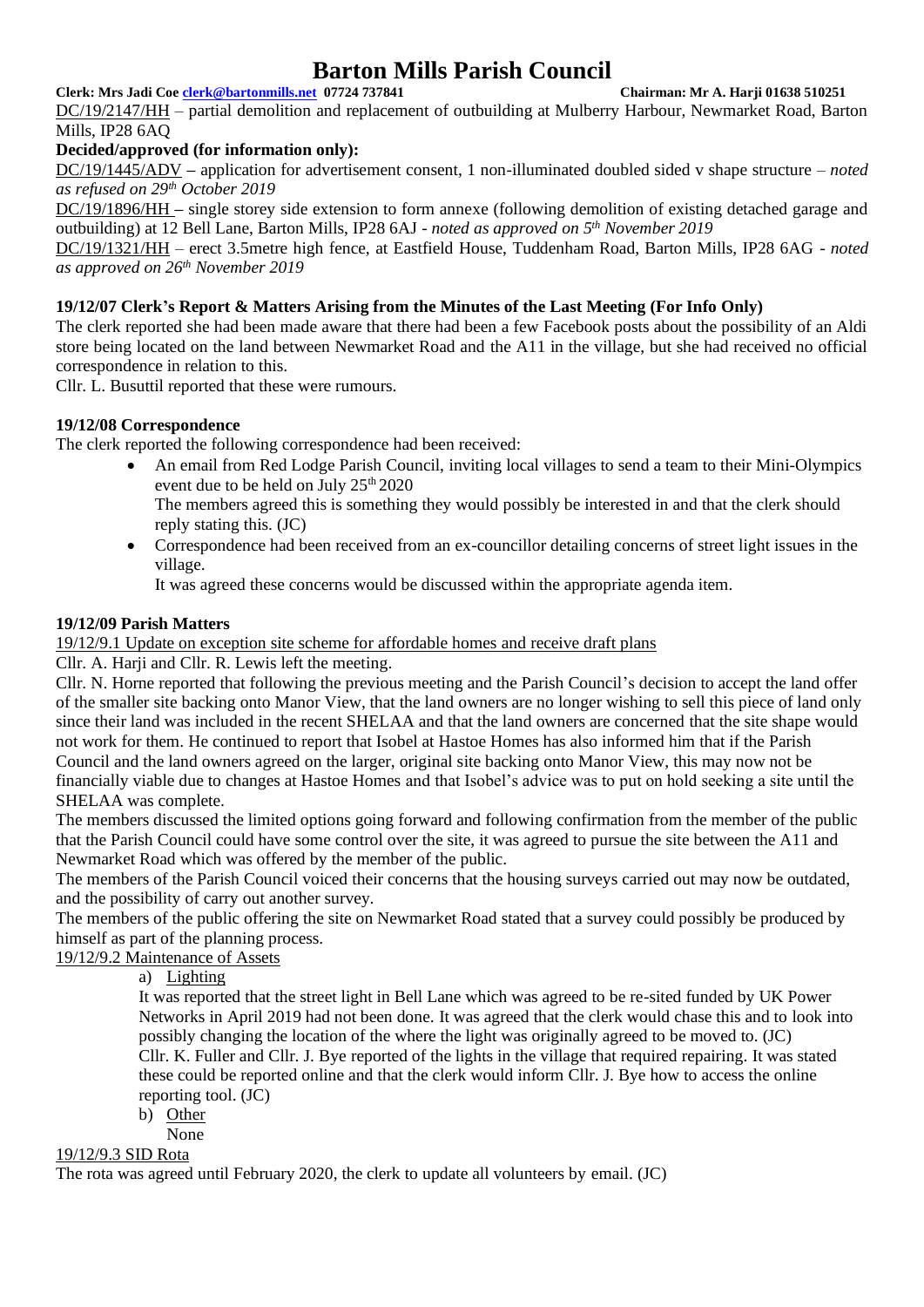DC/19/2147/HH – partial demolition and replacement of outbuilding at Mulberry Harbour, Newmarket Road, Barton Mills, IP28 6AQ

**Decided/approved (for information only):**

DC/19/1445/ADV – application for advertisement consent, 1 non-illuminated doubled sided v shape structure – *noted as refused on 29th October 2019*

DC/19/1896/HH – single storey side extension to form annexe (following demolition of existing detached garage and outbuilding) at 12 Bell Lane, Barton Mills, IP28 6AJ - *noted as approved on 5th November 2019*

DC/19/1321/HH – erect 3.5metre high fence, at Eastfield House, Tuddenham Road, Barton Mills, IP28 6AG - *noted as approved on 26th November 2019*

**19/12/07 Clerk's Report & Matters Arising from the Minutes of the Last Meeting (For Info Only)**

The clerk reported she had been made aware that there had been a few Facebook posts about the possibility of an Aldi store being located on the land between Newmarket Road and the A11 in the village, but she had received no official correspondence in relation to this.

Cllr. L. Busuttil reported that these were rumours.

**19/12/08 Correspondence**

The clerk reported the following correspondence had been received:

- An email from Red Lodge Parish Council, inviting local villages to send a team to their Mini-Olympics event due to be held on July 25th 2020
  The members agreed this is something they would possibly be interested in and that the clerk should reply stating this. (JC)
- Correspondence had been received from an ex-councillor detailing concerns of street light issues in the village.
  It was agreed these concerns would be discussed within the appropriate agenda item.

**19/12/09 Parish Matters**

19/12/9.1 Update on exception site scheme for affordable homes and receive draft plans

Cllr. A. Harji and Cllr. R. Lewis left the meeting.

Cllr. N. Horne reported that following the previous meeting and the Parish Council's decision to accept the land offer of the smaller site backing onto Manor View, that the land owners are no longer wishing to sell this piece of land only since their land was included in the recent SHELAA and that the land owners are concerned that the site shape would not work for them. He continued to report that Isobel at Hastoe Homes has also informed him that if the Parish Council and the land owners agreed on the larger, original site backing onto Manor View, this may now not be financially viable due to changes at Hastoe Homes and that Isobel's advice was to put on hold seeking a site until the SHELAA was complete.

The members discussed the limited options going forward and following confirmation from the member of the public that the Parish Council could have some control over the site, it was agreed to pursue the site between the A11 and Newmarket Road which was offered by the member of the public.

The members of the Parish Council voiced their concerns that the housing surveys carried out may now be outdated, and the possibility of carry out another survey.

The members of the public offering the site on Newmarket Road stated that a survey could possibly be produced by himself as part of the planning process.

19/12/9.2 Maintenance of Assets

a) Lighting

It was reported that the street light in Bell Lane which was agreed to be re-sited funded by UK Power Networks in April 2019 had not been done. It was agreed that the clerk would chase this and to look into possibly changing the location of the where the light was originally agreed to be moved to. (JC)

Cllr. K. Fuller and Cllr. J. Bye reported of the lights in the village that required repairing. It was stated these could be reported online and that the clerk would inform Cllr. J. Bye how to access the online reporting tool. (JC)

b) Other

None

19/12/9.3 SID Rota

The rota was agreed until February 2020, the clerk to update all volunteers by email. (JC)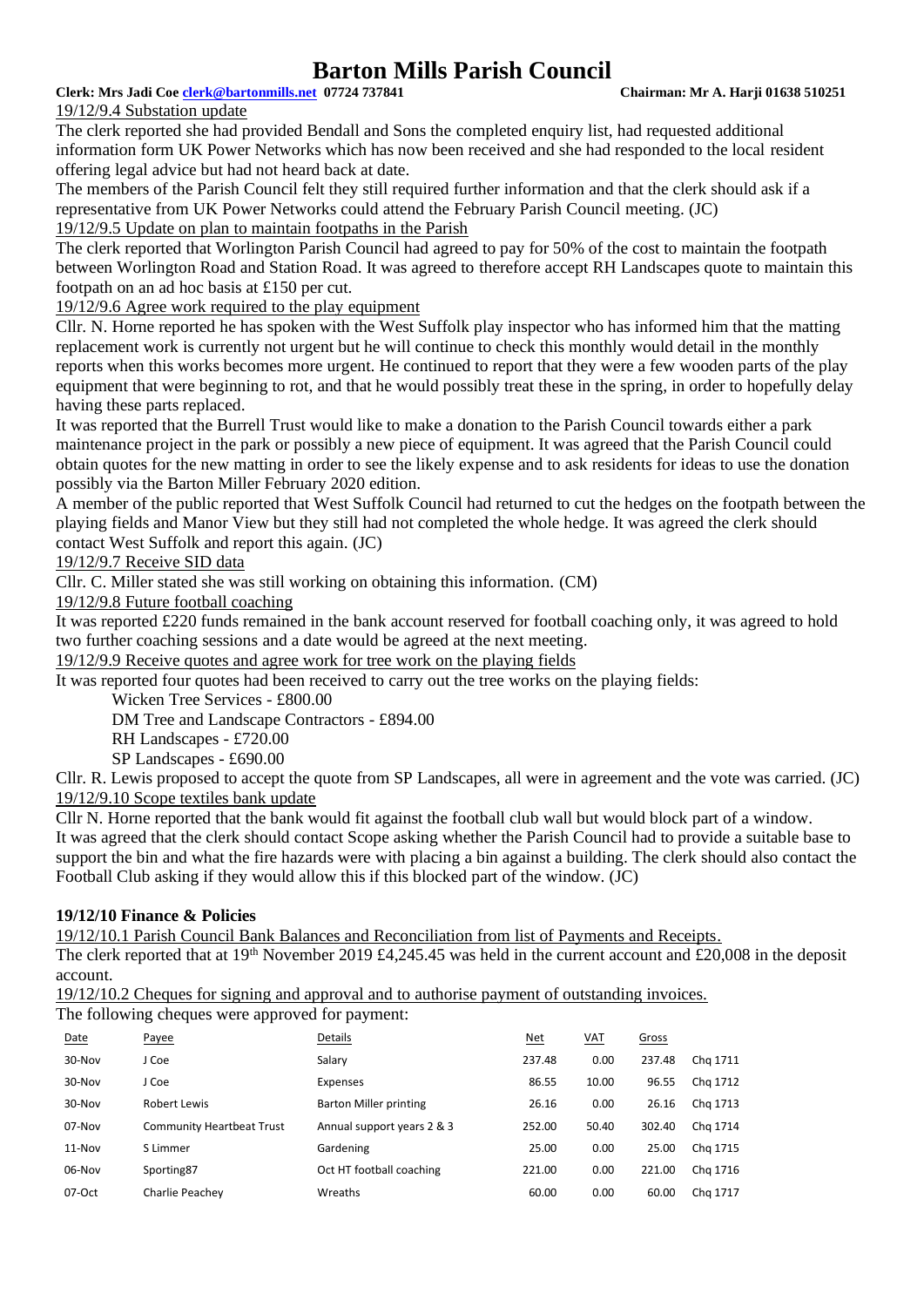# Barton Mills Parish Council

**Clerk: Mrs Jadi Coe clerk@bartonmills.net 07724 737841** **Chairman: Mr A. Harji 01638 510251**

19/12/9.4 Substation update

The clerk reported she had provided Bendall and Sons the completed enquiry list, had requested additional information form UK Power Networks which has now been received and she had responded to the local resident offering legal advice but had not heard back at date.

The members of the Parish Council felt they still required further information and that the clerk should ask if a representative from UK Power Networks could attend the February Parish Council meeting. (JC)

19/12/9.5 Update on plan to maintain footpaths in the Parish

The clerk reported that Worlington Parish Council had agreed to pay for 50% of the cost to maintain the footpath between Worlington Road and Station Road. It was agreed to therefore accept RH Landscapes quote to maintain this footpath on an ad hoc basis at £150 per cut.

19/12/9.6 Agree work required to the play equipment

Cllr. N. Horne reported he has spoken with the West Suffolk play inspector who has informed him that the matting replacement work is currently not urgent but he will continue to check this monthly would detail in the monthly reports when this works becomes more urgent. He continued to report that they were a few wooden parts of the play equipment that were beginning to rot, and that he would possibly treat these in the spring, in order to hopefully delay having these parts replaced.

It was reported that the Burrell Trust would like to make a donation to the Parish Council towards either a park maintenance project in the park or possibly a new piece of equipment. It was agreed that the Parish Council could obtain quotes for the new matting in order to see the likely expense and to ask residents for ideas to use the donation possibly via the Barton Miller February 2020 edition.

A member of the public reported that West Suffolk Council had returned to cut the hedges on the footpath between the playing fields and Manor View but they still had not completed the whole hedge. It was agreed the clerk should contact West Suffolk and report this again. (JC)

19/12/9.7 Receive SID data

Cllr. C. Miller stated she was still working on obtaining this information. (CM)

19/12/9.8 Future football coaching

It was reported £220 funds remained in the bank account reserved for football coaching only, it was agreed to hold two further coaching sessions and a date would be agreed at the next meeting.

19/12/9.9 Receive quotes and agree work for tree work on the playing fields

It was reported four quotes had been received to carry out the tree works on the playing fields:

- Wicken Tree Services - £800.00
- DM Tree and Landscape Contractors - £894.00
- RH Landscapes - £720.00
- SP Landscapes - £690.00

Cllr. R. Lewis proposed to accept the quote from SP Landscapes, all were in agreement and the vote was carried. (JC)

19/12/9.10 Scope textiles bank update

Cllr N. Horne reported that the bank would fit against the football club wall but would block part of a window. It was agreed that the clerk should contact Scope asking whether the Parish Council had to provide a suitable base to support the bin and what the fire hazards were with placing a bin against a building. The clerk should also contact the Football Club asking if they would allow this if this blocked part of the window. (JC)

**19/12/10 Finance & Policies**

19/12/10.1 Parish Council Bank Balances and Reconciliation from list of Payments and Receipts.

The clerk reported that at 19th November 2019 £4,245.45 was held in the current account and £20,008 in the deposit account.

19/12/10.2 Cheques for signing and approval and to authorise payment of outstanding invoices.

The following cheques were approved for payment:

| Date | Payee | Details | Net | VAT | Gross | |
|---|---|---|---|---|---|---|
| 30-Nov | J Coe | Salary | 237.48 | 0.00 | 237.48 | Chq 1711 |
| 30-Nov | J Coe | Expenses | 86.55 | 10.00 | 96.55 | Chq 1712 |
| 30-Nov | Robert Lewis | Barton Miller printing | 26.16 | 0.00 | 26.16 | Chq 1713 |
| 07-Nov | Community Heartbeat Trust | Annual support years 2 & 3 | 252.00 | 50.40 | 302.40 | Chq 1714 |
| 11-Nov | S Limmer | Gardening | 25.00 | 0.00 | 25.00 | Chq 1715 |
| 06-Nov | Sporting87 | Oct HT football coaching | 221.00 | 0.00 | 221.00 | Chq 1716 |
| 07-Oct | Charlie Peachey | Wreaths | 60.00 | 0.00 | 60.00 | Chq 1717 |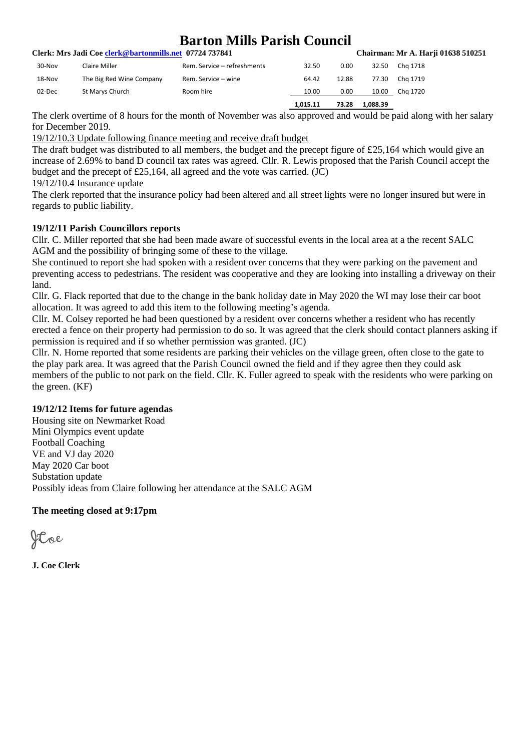# Barton Mills Parish Council

**Clerk: Mrs Jadi Coe clerk@bartonmills.net 07724 737841** **Chairman: Mr A. Harji 01638 510251**

| | | | | | | |
|---|---|---|---|---|---|---|
| 30-Nov | Claire Miller | Rem. Service – refreshments | 32.50 | 0.00 | 32.50 | Chq 1718 |
| 18-Nov | The Big Red Wine Company | Rem. Service – wine | 64.42 | 12.88 | 77.30 | Chq 1719 |
| 02-Dec | St Marys Church | Room hire | 10.00 | 0.00 | 10.00 | Chq 1720 |
| | | | **1,015.11** | **73.28** | **1,088.39** | |

The clerk overtime of 8 hours for the month of November was also approved and would be paid along with her salary for December 2019.

19/12/10.3 Update following finance meeting and receive draft budget

The draft budget was distributed to all members, the budget and the precept figure of £25,164 which would give an increase of 2.69% to band D council tax rates was agreed. Cllr. R. Lewis proposed that the Parish Council accept the budget and the precept of £25,164, all agreed and the vote was carried. (JC)

19/12/10.4 Insurance update

The clerk reported that the insurance policy had been altered and all street lights were no longer insured but were in regards to public liability.

**19/12/11 Parish Councillors reports**

Cllr. C. Miller reported that she had been made aware of successful events in the local area at a the recent SALC AGM and the possibility of bringing some of these to the village.

She continued to report she had spoken with a resident over concerns that they were parking on the pavement and preventing access to pedestrians. The resident was cooperative and they are looking into installing a driveway on their land.

Cllr. G. Flack reported that due to the change in the bank holiday date in May 2020 the WI may lose their car boot allocation. It was agreed to add this item to the following meeting's agenda.

Cllr. M. Colsey reported he had been questioned by a resident over concerns whether a resident who has recently erected a fence on their property had permission to do so. It was agreed that the clerk should contact planners asking if permission is required and if so whether permission was granted. (JC)

Cllr. N. Horne reported that some residents are parking their vehicles on the village green, often close to the gate to the play park area. It was agreed that the Parish Council owned the field and if they agree then they could ask members of the public to not park on the field. Cllr. K. Fuller agreed to speak with the residents who were parking on the green. (KF)

**19/12/12 Items for future agendas**

Housing site on Newmarket Road
Mini Olympics event update
Football Coaching
VE and VJ day 2020
May 2020 Car boot
Substation update
Possibly ideas from Claire following her attendance at the SALC AGM

**The meeting closed at 9:17pm**

JCoe

**J. Coe Clerk**